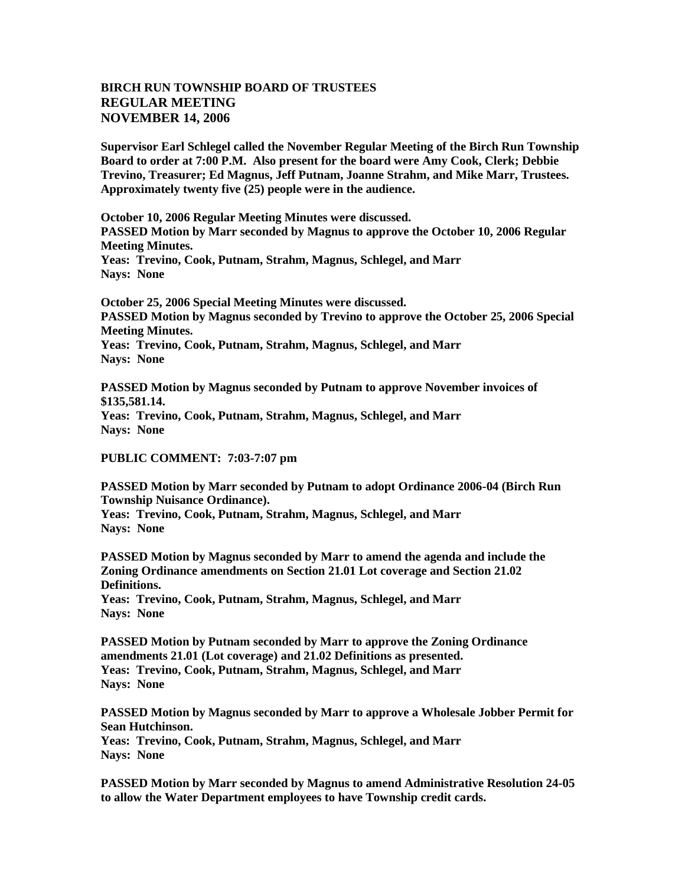**BIRCH RUN TOWNSHIP BOARD OF TRUSTEES**
**REGULAR MEETING**
**NOVEMBER 14, 2006**

**Supervisor Earl Schlegel called the November Regular Meeting of the Birch Run Township Board to order at 7:00 P.M. Also present for the board were Amy Cook, Clerk; Debbie Trevino, Treasurer; Ed Magnus, Jeff Putnam, Joanne Strahm, and Mike Marr, Trustees. Approximately twenty five (25) people were in the audience.**

**October 10, 2006 Regular Meeting Minutes were discussed.**
**PASSED Motion by Marr seconded by Magnus to approve the October 10, 2006 Regular Meeting Minutes.**
**Yeas: Trevino, Cook, Putnam, Strahm, Magnus, Schlegel, and Marr**
**Nays: None**

**October 25, 2006 Special Meeting Minutes were discussed.**
**PASSED Motion by Magnus seconded by Trevino to approve the October 25, 2006 Special Meeting Minutes.**
**Yeas: Trevino, Cook, Putnam, Strahm, Magnus, Schlegel, and Marr**
**Nays: None**

**PASSED Motion by Magnus seconded by Putnam to approve November invoices of $135,581.14.**
**Yeas: Trevino, Cook, Putnam, Strahm, Magnus, Schlegel, and Marr**
**Nays: None**

**PUBLIC COMMENT: 7:03-7:07 pm**

**PASSED Motion by Marr seconded by Putnam to adopt Ordinance 2006-04 (Birch Run Township Nuisance Ordinance).**
**Yeas: Trevino, Cook, Putnam, Strahm, Magnus, Schlegel, and Marr**
**Nays: None**

**PASSED Motion by Magnus seconded by Marr to amend the agenda and include the Zoning Ordinance amendments on Section 21.01 Lot coverage and Section 21.02 Definitions.**
**Yeas: Trevino, Cook, Putnam, Strahm, Magnus, Schlegel, and Marr**
**Nays: None**

**PASSED Motion by Putnam seconded by Marr to approve the Zoning Ordinance amendments 21.01 (Lot coverage) and 21.02 Definitions as presented.**
**Yeas: Trevino, Cook, Putnam, Strahm, Magnus, Schlegel, and Marr**
**Nays: None**

**PASSED Motion by Magnus seconded by Marr to approve a Wholesale Jobber Permit for Sean Hutchinson.**
**Yeas: Trevino, Cook, Putnam, Strahm, Magnus, Schlegel, and Marr**
**Nays: None**

**PASSED Motion by Marr seconded by Magnus to amend Administrative Resolution 24-05 to allow the Water Department employees to have Township credit cards.**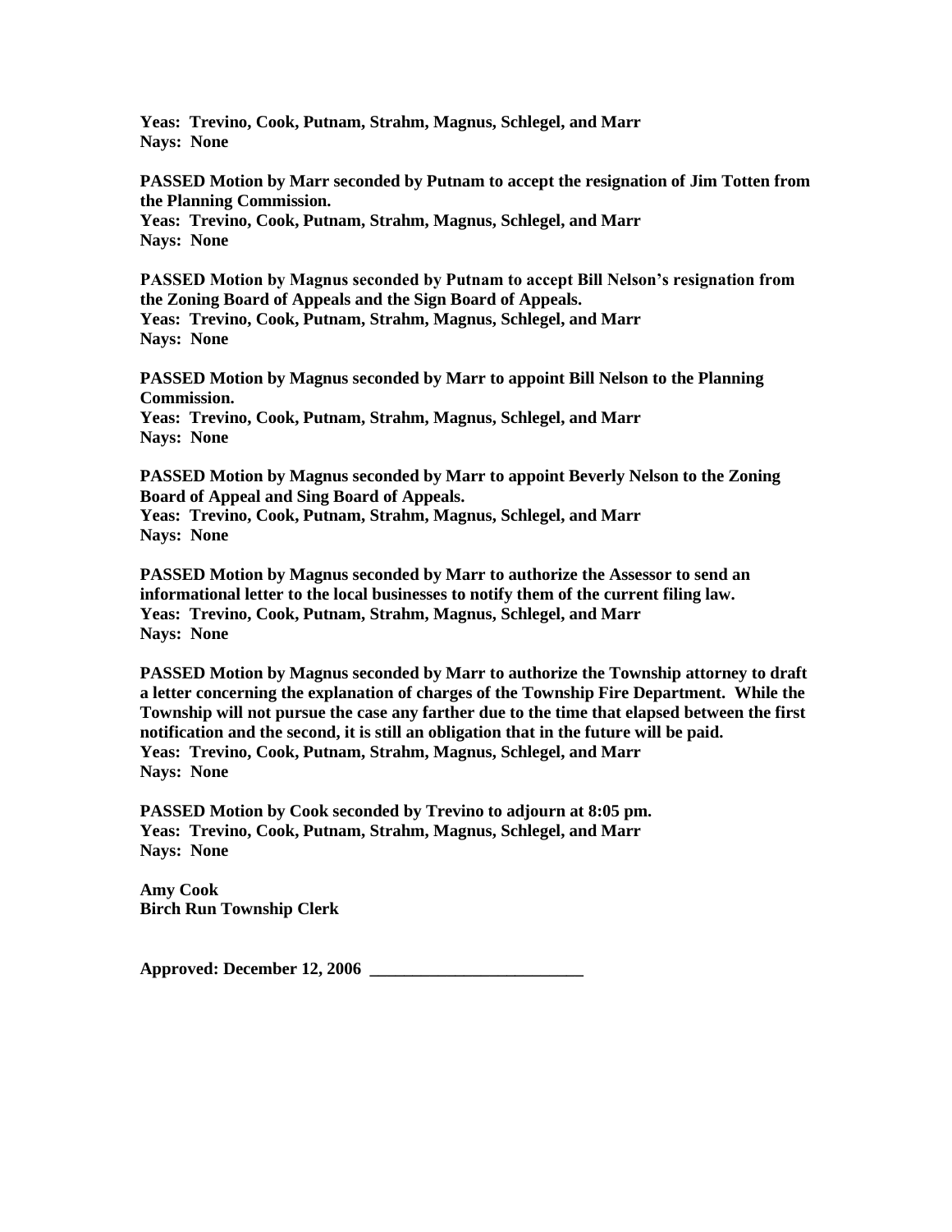**Yeas: Trevino, Cook, Putnam, Strahm, Magnus, Schlegel, and Marr**
**Nays: None**

**PASSED Motion by Marr seconded by Putnam to accept the resignation of Jim Totten from the Planning Commission.**
**Yeas: Trevino, Cook, Putnam, Strahm, Magnus, Schlegel, and Marr**
**Nays: None**

**PASSED Motion by Magnus seconded by Putnam to accept Bill Nelson's resignation from the Zoning Board of Appeals and the Sign Board of Appeals.**
**Yeas: Trevino, Cook, Putnam, Strahm, Magnus, Schlegel, and Marr**
**Nays: None**

**PASSED Motion by Magnus seconded by Marr to appoint Bill Nelson to the Planning Commission.**
**Yeas: Trevino, Cook, Putnam, Strahm, Magnus, Schlegel, and Marr**
**Nays: None**

**PASSED Motion by Magnus seconded by Marr to appoint Beverly Nelson to the Zoning Board of Appeal and Sing Board of Appeals.**
**Yeas: Trevino, Cook, Putnam, Strahm, Magnus, Schlegel, and Marr**
**Nays: None**

**PASSED Motion by Magnus seconded by Marr to authorize the Assessor to send an informational letter to the local businesses to notify them of the current filing law.**
**Yeas: Trevino, Cook, Putnam, Strahm, Magnus, Schlegel, and Marr**
**Nays: None**

**PASSED Motion by Magnus seconded by Marr to authorize the Township attorney to draft a letter concerning the explanation of charges of the Township Fire Department. While the Township will not pursue the case any farther due to the time that elapsed between the first notification and the second, it is still an obligation that in the future will be paid.**
**Yeas: Trevino, Cook, Putnam, Strahm, Magnus, Schlegel, and Marr**
**Nays: None**

**PASSED Motion by Cook seconded by Trevino to adjourn at 8:05 pm.**
**Yeas: Trevino, Cook, Putnam, Strahm, Magnus, Schlegel, and Marr**
**Nays: None**

**Amy Cook**
**Birch Run Township Clerk**

**Approved: December 12, 2006 _________________________**